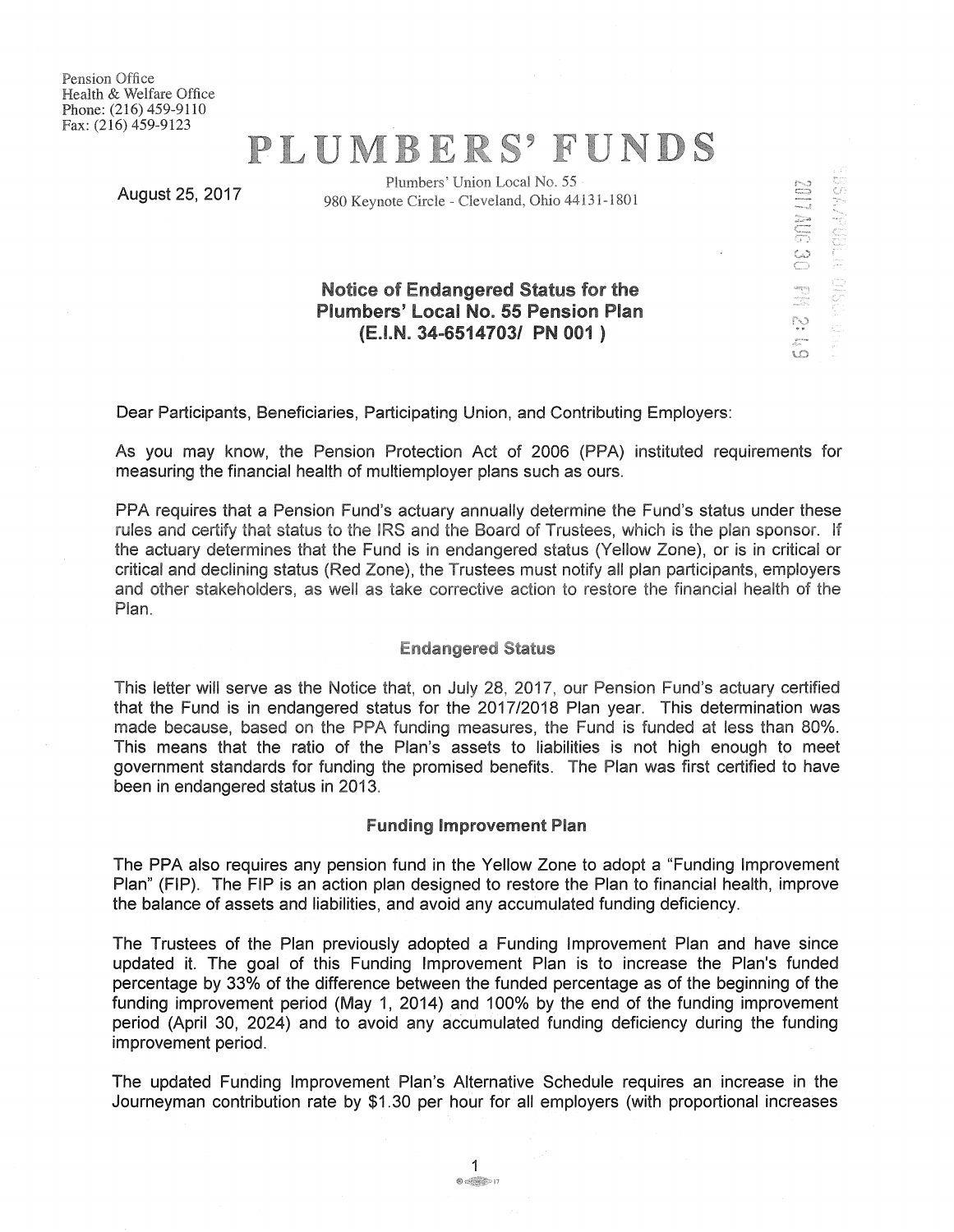Pension Office
Health & Welfare Office
Phone: (216) 459-9110
Fax: (216) 459-9123

# PLUMBERS' FUNDS

Plumbers' Union Local No. 55
980 Keynote Circle - Cleveland, Ohio 44131-1801

August 25, 2017

2017 AUG 30 PM 2:49

## Notice of Endangered Status for the Plumbers' Local No. 55 Pension Plan (E.I.N. 34-6514703/ PN 001 )

Dear Participants, Beneficiaries, Participating Union, and Contributing Employers:

As you may know, the Pension Protection Act of 2006 (PPA) instituted requirements for measuring the financial health of multiemployer plans such as ours.

PPA requires that a Pension Fund's actuary annually determine the Fund's status under these rules and certify that status to the IRS and the Board of Trustees, which is the plan sponsor. If the actuary determines that the Fund is in endangered status (Yellow Zone), or is in critical or critical and declining status (Red Zone), the Trustees must notify all plan participants, employers and other stakeholders, as well as take corrective action to restore the financial health of the Plan.

### Endangered Status

This letter will serve as the Notice that, on July 28, 2017, our Pension Fund's actuary certified that the Fund is in endangered status for the 2017/2018 Plan year. This determination was made because, based on the PPA funding measures, the Fund is funded at less than 80%. This means that the ratio of the Plan's assets to liabilities is not high enough to meet government standards for funding the promised benefits. The Plan was first certified to have been in endangered status in 2013.

### Funding Improvement Plan

The PPA also requires any pension fund in the Yellow Zone to adopt a "Funding Improvement Plan" (FIP). The FIP is an action plan designed to restore the Plan to financial health, improve the balance of assets and liabilities, and avoid any accumulated funding deficiency.

The Trustees of the Plan previously adopted a Funding Improvement Plan and have since updated it. The goal of this Funding Improvement Plan is to increase the Plan's funded percentage by 33% of the difference between the funded percentage as of the beginning of the funding improvement period (May 1, 2014) and 100% by the end of the funding improvement period (April 30, 2024) and to avoid any accumulated funding deficiency during the funding improvement period.

The updated Funding Improvement Plan's Alternative Schedule requires an increase in the Journeyman contribution rate by $1.30 per hour for all employers (with proportional increases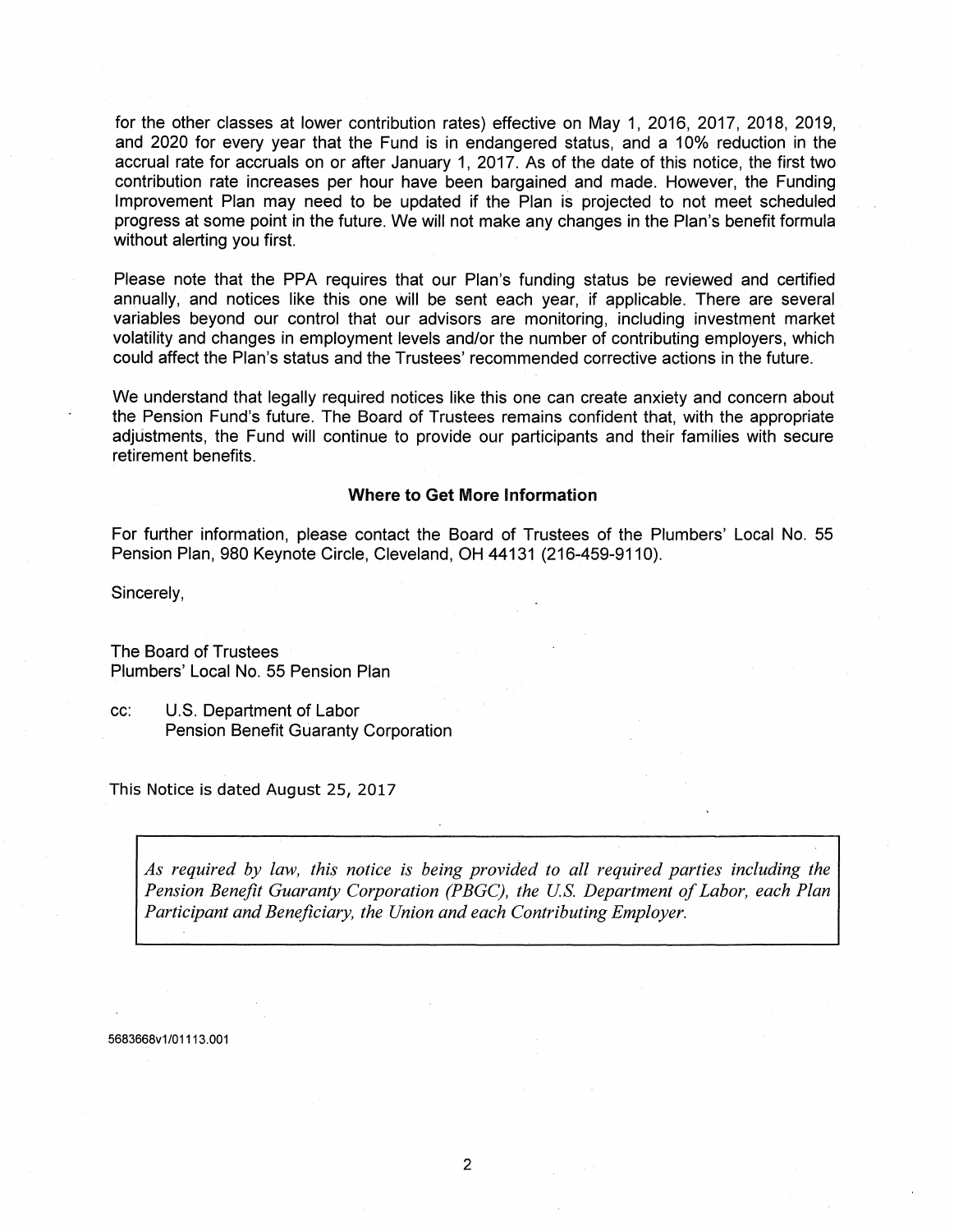for the other classes at lower contribution rates) effective on May 1, 2016, 2017, 2018, 2019, and 2020 for every year that the Fund is in endangered status, and a 10% reduction in the accrual rate for accruals on or after January 1, 2017. As of the date of this notice, the first two contribution rate increases per hour have been bargained and made. However, the Funding Improvement Plan may need to be updated if the Plan is projected to not meet scheduled progress at some point in the future. We will not make any changes in the Plan's benefit formula without alerting you first.

Please note that the PPA requires that our Plan's funding status be reviewed and certified annually, and notices like this one will be sent each year, if applicable. There are several variables beyond our control that our advisors are monitoring, including investment market volatility and changes in employment levels and/or the number of contributing employers, which could affect the Plan's status and the Trustees' recommended corrective actions in the future.

We understand that legally required notices like this one can create anxiety and concern about the Pension Fund's future. The Board of Trustees remains confident that, with the appropriate adjustments, the Fund will continue to provide our participants and their families with secure retirement benefits.

## Where to Get More Information

For further information, please contact the Board of Trustees of the Plumbers' Local No. 55 Pension Plan, 980 Keynote Circle, Cleveland, OH 44131 (216-459-9110).

Sincerely,

The Board of Trustees
Plumbers' Local No. 55 Pension Plan

cc: U.S. Department of Labor
Pension Benefit Guaranty Corporation

This Notice is dated August 25, 2017

*As required by law, this notice is being provided to all required parties including the Pension Benefit Guaranty Corporation (PBGC), the U.S. Department of Labor, each Plan Participant and Beneficiary, the Union and each Contributing Employer.*

5683668v1/01113.001